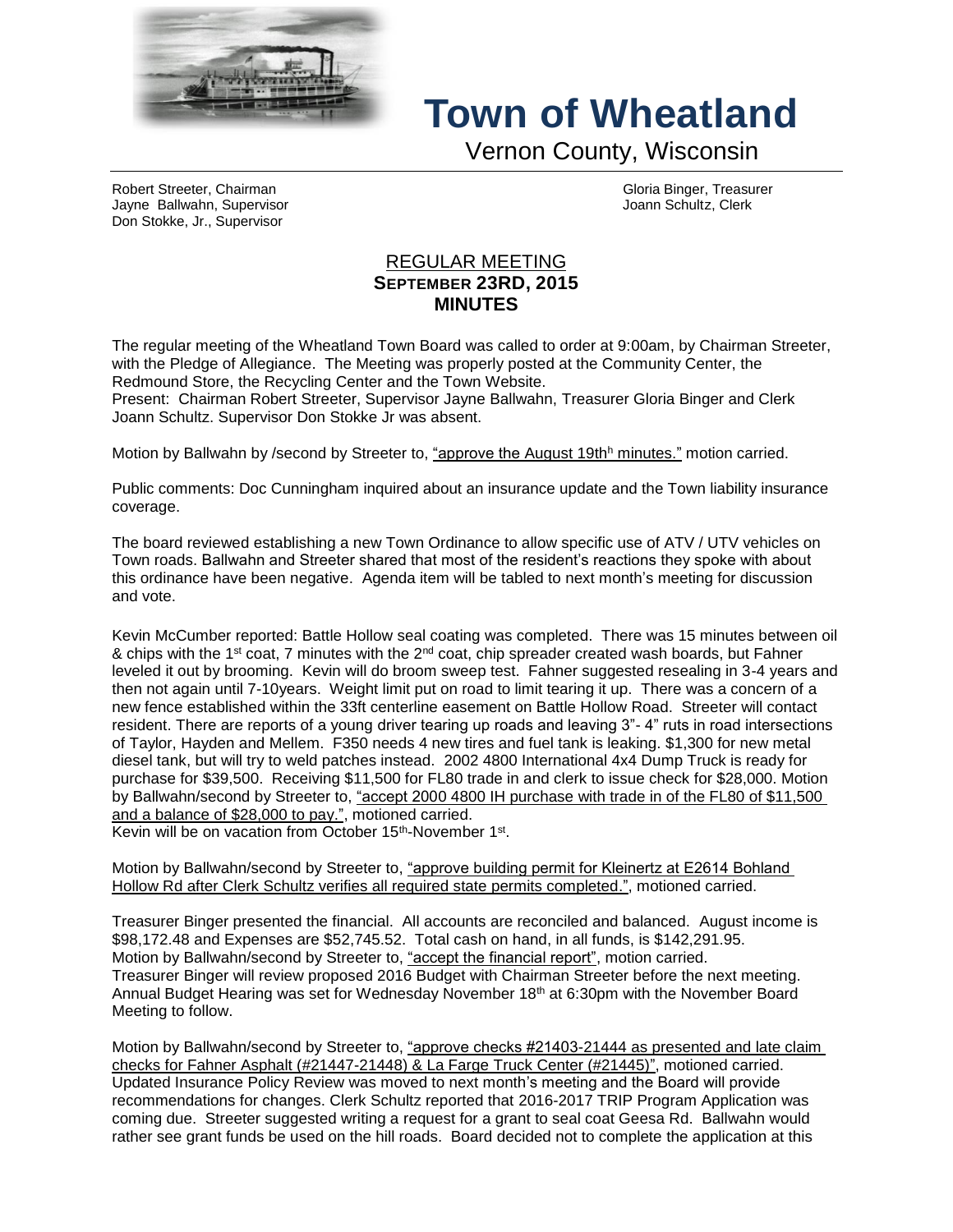# Town of Wheatland

Vernon County, Wisconsin

Robert Streeter, Chairman
Jayne Ballwahn, Supervisor
Don Stokke, Jr., Supervisor

Gloria Binger, Treasurer
Joann Schultz, Clerk

## REGULAR MEETING
## SEPTEMBER 23RD, 2015
## MINUTES

The regular meeting of the Wheatland Town Board was called to order at 9:00am, by Chairman Streeter, with the Pledge of Allegiance. The Meeting was properly posted at the Community Center, the Redmound Store, the Recycling Center and the Town Website.
Present: Chairman Robert Streeter, Supervisor Jayne Ballwahn, Treasurer Gloria Binger and Clerk Joann Schultz. Supervisor Don Stokke Jr was absent.

Motion by Ballwahn by /second by Streeter to, "approve the August 19th[h] minutes." motion carried.

Public comments: Doc Cunningham inquired about an insurance update and the Town liability insurance coverage.

The board reviewed establishing a new Town Ordinance to allow specific use of ATV / UTV vehicles on Town roads. Ballwahn and Streeter shared that most of the resident's reactions they spoke with about this ordinance have been negative. Agenda item will be tabled to next month's meeting for discussion and vote.

Kevin McCumber reported: Battle Hollow seal coating was completed. There was 15 minutes between oil & chips with the 1st coat, 7 minutes with the 2nd coat, chip spreader created wash boards, but Fahner leveled it out by brooming. Kevin will do broom sweep test. Fahner suggested resealing in 3-4 years and then not again until 7-10years. Weight limit put on road to limit tearing it up. There was a concern of a new fence established within the 33ft centerline easement on Battle Hollow Road. Streeter will contact resident. There are reports of a young driver tearing up roads and leaving 3"- 4" ruts in road intersections of Taylor, Hayden and Mellem. F350 needs 4 new tires and fuel tank is leaking. $1,300 for new metal diesel tank, but will try to weld patches instead. 2002 4800 International 4x4 Dump Truck is ready for purchase for $39,500. Receiving $11,500 for FL80 trade in and clerk to issue check for $28,000. Motion by Ballwahn/second by Streeter to, "accept 2000 4800 IH purchase with trade in of the FL80 of $11,500 and a balance of $28,000 to pay.", motioned carried.
Kevin will be on vacation from October 15th-November 1st.

Motion by Ballwahn/second by Streeter to, "approve building permit for Kleinertz at E2614 Bohland Hollow Rd after Clerk Schultz verifies all required state permits completed.", motioned carried.

Treasurer Binger presented the financial. All accounts are reconciled and balanced. August income is $98,172.48 and Expenses are $52,745.52. Total cash on hand, in all funds, is $142,291.95.
Motion by Ballwahn/second by Streeter to, "accept the financial report", motion carried.
Treasurer Binger will review proposed 2016 Budget with Chairman Streeter before the next meeting. Annual Budget Hearing was set for Wednesday November 18th at 6:30pm with the November Board Meeting to follow.

Motion by Ballwahn/second by Streeter to, "approve checks #21403-21444 as presented and late claim checks for Fahner Asphalt (#21447-21448) & La Farge Truck Center (#21445)", motioned carried.
Updated Insurance Policy Review was moved to next month's meeting and the Board will provide recommendations for changes. Clerk Schultz reported that 2016-2017 TRIP Program Application was coming due. Streeter suggested writing a request for a grant to seal coat Geesa Rd. Ballwahn would rather see grant funds be used on the hill roads. Board decided not to complete the application at this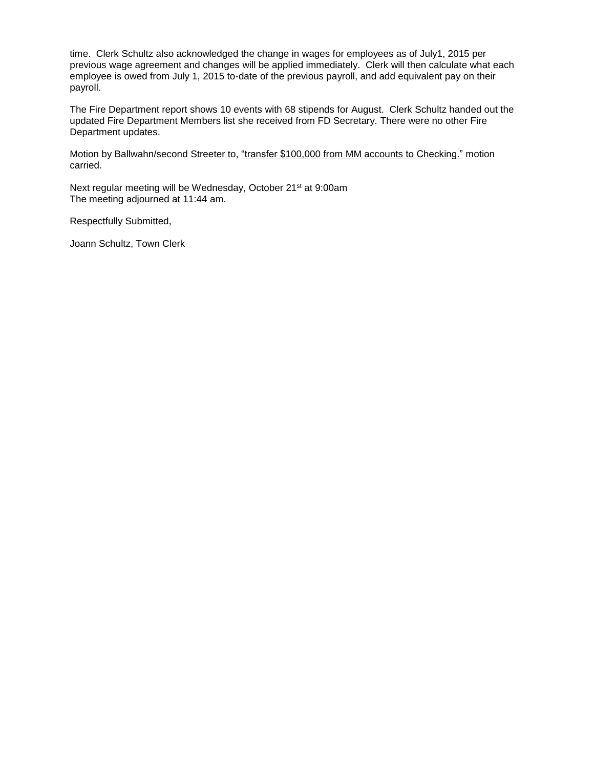time. Clerk Schultz also acknowledged the change in wages for employees as of July1, 2015 per previous wage agreement and changes will be applied immediately. Clerk will then calculate what each employee is owed from July 1, 2015 to-date of the previous payroll, and add equivalent pay on their payroll.

The Fire Department report shows 10 events with 68 stipends for August. Clerk Schultz handed out the updated Fire Department Members list she received from FD Secretary. There were no other Fire Department updates.

Motion by Ballwahn/second Streeter to, <u>“transfer $100,000 from MM accounts to Checking.”</u> motion carried.

Next regular meeting will be Wednesday, October 21st at 9:00am
The meeting adjourned at 11:44 am.

Respectfully Submitted,

Joann Schultz, Town Clerk